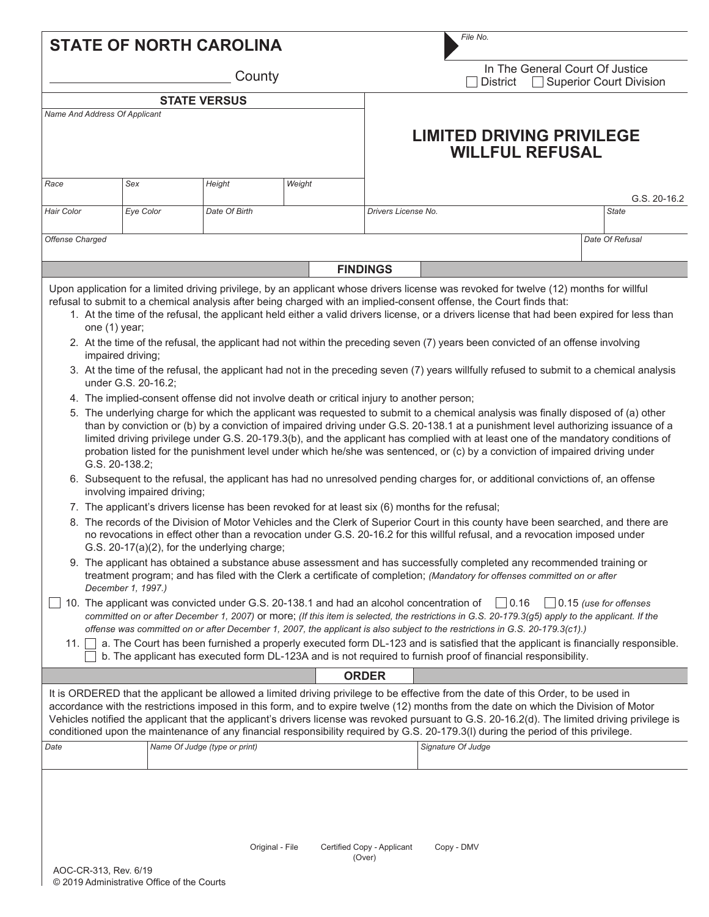# STATE OF NORTH CAROLINA

_________________________ County

File No.

In The General Court Of Justice
☐ District ☐ Superior Court Division

**STATE VERSUS**

| Name And Address Of Applicant | | | |
|---|---|---|---|
| | | | |
| Race | Sex | Height | Weight |
| Hair Color | Eye Color | Date Of Birth | |

## LIMITED DRIVING PRIVILEGE WILLFUL REFUSAL

G.S. 20-16.2

| Drivers License No. | State |
|---|---|
| | |

| Offense Charged | Date Of Refusal |
|---|---|
| | |

## FINDINGS

Upon application for a limited driving privilege, by an applicant whose drivers license was revoked for twelve (12) months for willful refusal to submit to a chemical analysis after being charged with an implied-consent offense, the Court finds that:

1. At the time of the refusal, the applicant held either a valid drivers license, or a drivers license that had been expired for less than one (1) year;
2. At the time of the refusal, the applicant had not within the preceding seven (7) years been convicted of an offense involving impaired driving;
3. At the time of the refusal, the applicant had not in the preceding seven (7) years willfully refused to submit to a chemical analysis under G.S. 20-16.2;
4. The implied-consent offense did not involve death or critical injury to another person;
5. The underlying charge for which the applicant was requested to submit to a chemical analysis was finally disposed of (a) other than by conviction or (b) by a conviction of impaired driving under G.S. 20-138.1 at a punishment level authorizing issuance of a limited driving privilege under G.S. 20-179.3(b), and the applicant has complied with at least one of the mandatory conditions of probation listed for the punishment level under which he/she was sentenced, or (c) by a conviction of impaired driving under G.S. 20-138.2;
6. Subsequent to the refusal, the applicant has had no unresolved pending charges for, or additional convictions of, an offense involving impaired driving;
7. The applicant's drivers license has been revoked for at least six (6) months for the refusal;
8. The records of the Division of Motor Vehicles and the Clerk of Superior Court in this county have been searched, and there are no revocations in effect other than a revocation under G.S. 20-16.2 for this willful refusal, and a revocation imposed under G.S. 20-17(a)(2), for the underlying charge;
9. The applicant has obtained a substance abuse assessment and has successfully completed any recommended training or treatment program; and has filed with the Clerk a certificate of completion; *(Mandatory for offenses committed on or after December 1, 1997.)*

☐ 10. The applicant was convicted under G.S. 20-138.1 and had an alcohol concentration of ☐ 0.16 ☐ 0.15 *(use for offenses committed on or after December 1, 2007)* or more; *(If this item is selected, the restrictions in G.S. 20-179.3(g5) apply to the applicant. If the offense was committed on or after December 1, 2007, the applicant is also subject to the restrictions in G.S. 20-179.3(c1).)*

11. ☐ a. The Court has been furnished a properly executed form DL-123 and is satisfied that the applicant is financially responsible.
    ☐ b. The applicant has executed form DL-123A and is not required to furnish proof of financial responsibility.

## ORDER

It is ORDERED that the applicant be allowed a limited driving privilege to be effective from the date of this Order, to be used in accordance with the restrictions imposed in this form, and to expire twelve (12) months from the date on which the Division of Motor Vehicles notified the applicant that the applicant's drivers license was revoked pursuant to G.S. 20-16.2(d). The limited driving privilege is conditioned upon the maintenance of any financial responsibility required by G.S. 20-179.3(l) during the period of this privilege.

| Date | Name Of Judge (type or print) | Signature Of Judge |
|---|---|---|
| | | |

Original - File &nbsp;&nbsp; Certified Copy - Applicant &nbsp;&nbsp; Copy - DMV

(Over)

AOC-CR-313, Rev. 6/19
© 2019 Administrative Office of the Courts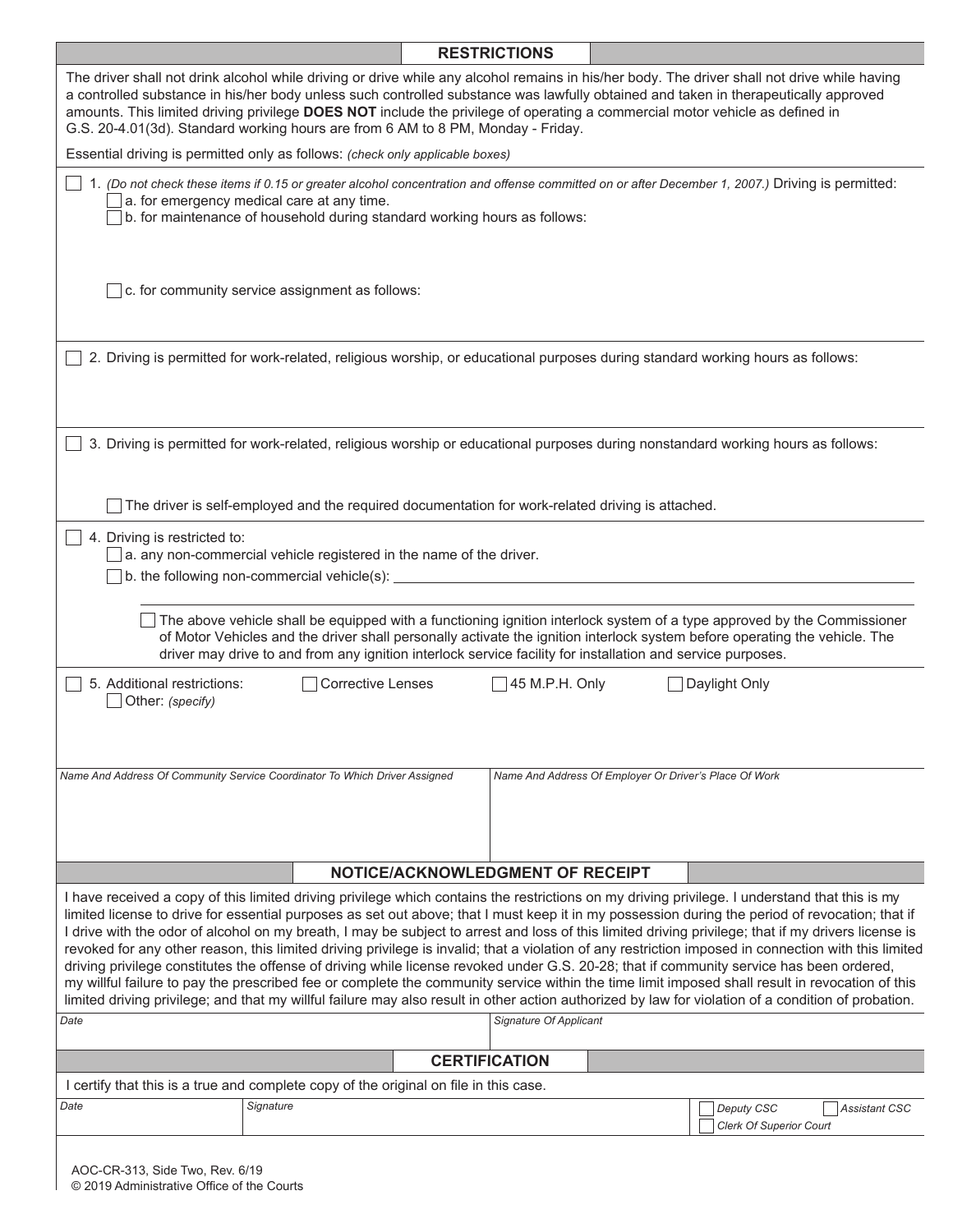## RESTRICTIONS

The driver shall not drink alcohol while driving or drive while any alcohol remains in his/her body. The driver shall not drive while having a controlled substance in his/her body unless such controlled substance was lawfully obtained and taken in therapeutically approved amounts. This limited driving privilege **DOES NOT** include the privilege of operating a commercial motor vehicle as defined in G.S. 20-4.01(3d). Standard working hours are from 6 AM to 8 PM, Monday - Friday.

Essential driving is permitted only as follows: *(check only applicable boxes)*

☐ 1. *(Do not check these items if 0.15 or greater alcohol concentration and offense committed on or after December 1, 2007.)* Driving is permitted:
- ☐ a. for emergency medical care at any time.
- ☐ b. for maintenance of household during standard working hours as follows:
- ☐ c. for community service assignment as follows:

☐ 2. Driving is permitted for work-related, religious worship, or educational purposes during standard working hours as follows:

☐ 3. Driving is permitted for work-related, religious worship or educational purposes during nonstandard working hours as follows:

- ☐ The driver is self-employed and the required documentation for work-related driving is attached.

☐ 4. Driving is restricted to:
- ☐ a. any non-commercial vehicle registered in the name of the driver.
- ☐ b. the following non-commercial vehicle(s): \_\_\_\_\_\_\_\_\_\_\_\_\_\_\_\_\_\_\_\_
  - ☐ The above vehicle shall be equipped with a functioning ignition interlock system of a type approved by the Commissioner of Motor Vehicles and the driver shall personally activate the ignition interlock system before operating the vehicle. The driver may drive to and from any ignition interlock service facility for installation and service purposes.

☐ 5. Additional restrictions: ☐ Corrective Lenses ☐ 45 M.P.H. Only ☐ Daylight Only
- ☐ Other: *(specify)*

| *Name And Address Of Community Service Coordinator To Which Driver Assigned* | *Name And Address Of Employer Or Driver's Place Of Work* |
| --- | --- |
| | |

## NOTICE/ACKNOWLEDGMENT OF RECEIPT

I have received a copy of this limited driving privilege which contains the restrictions on my driving privilege. I understand that this is my limited license to drive for essential purposes as set out above; that I must keep it in my possession during the period of revocation; that if I drive with the odor of alcohol on my breath, I may be subject to arrest and loss of this limited driving privilege; that if my drivers license is revoked for any other reason, this limited driving privilege is invalid; that a violation of any restriction imposed in connection with this limited driving privilege constitutes the offense of driving while license revoked under G.S. 20-28; that if community service has been ordered, my willful failure to pay the prescribed fee or complete the community service within the time limit imposed shall result in revocation of this limited driving privilege; and that my willful failure may also result in other action authorized by law for violation of a condition of probation.

| *Date* | *Signature Of Applicant* |
| --- | --- |
| | |

## CERTIFICATION

I certify that this is a true and complete copy of the original on file in this case.

| *Date* | *Signature* | ☐ *Deputy CSC* ☐ *Assistant CSC* ☐ *Clerk Of Superior Court* |
| --- | --- | --- |
| | | |

AOC-CR-313, Side Two, Rev. 6/19
© 2019 Administrative Office of the Courts